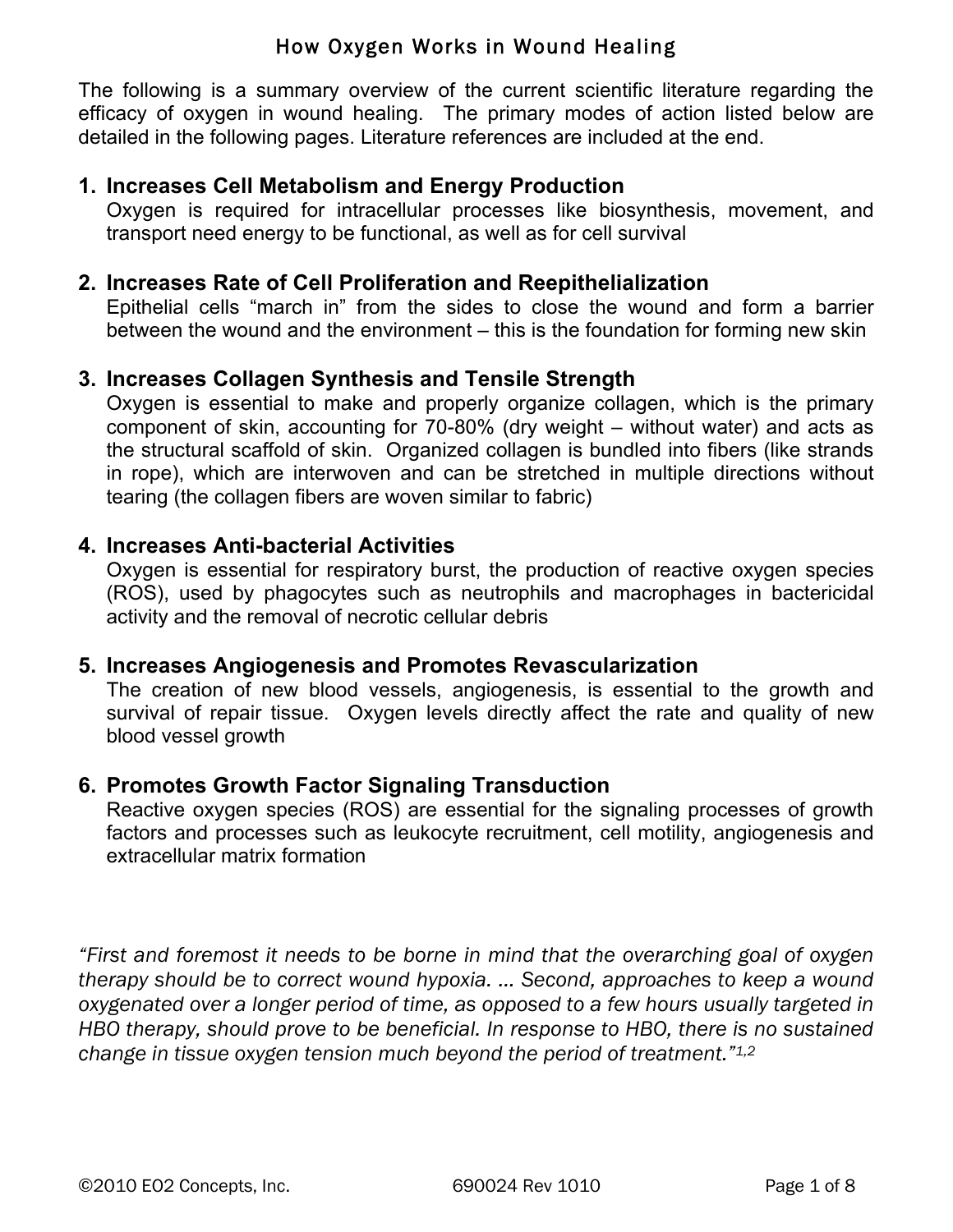# How Oxygen Works in Wound Healing

The following is a summary overview of the current scientific literature regarding the efficacy of oxygen in wound healing. The primary modes of action listed below are detailed in the following pages. Literature references are included at the end.

1. **Increases Cell Metabolism and Energy Production**
   Oxygen is required for intracellular processes like biosynthesis, movement, and transport need energy to be functional, as well as for cell survival

2. **Increases Rate of Cell Proliferation and Reepithelialization**
   Epithelial cells "march in" from the sides to close the wound and form a barrier between the wound and the environment – this is the foundation for forming new skin

3. **Increases Collagen Synthesis and Tensile Strength**
   Oxygen is essential to make and properly organize collagen, which is the primary component of skin, accounting for 70-80% (dry weight – without water) and acts as the structural scaffold of skin. Organized collagen is bundled into fibers (like strands in rope), which are interwoven and can be stretched in multiple directions without tearing (the collagen fibers are woven similar to fabric)

4. **Increases Anti-bacterial Activities**
   Oxygen is essential for respiratory burst, the production of reactive oxygen species (ROS), used by phagocytes such as neutrophils and macrophages in bactericidal activity and the removal of necrotic cellular debris

5. **Increases Angiogenesis and Promotes Revascularization**
   The creation of new blood vessels, angiogenesis, is essential to the growth and survival of repair tissue. Oxygen levels directly affect the rate and quality of new blood vessel growth

6. **Promotes Growth Factor Signaling Transduction**
   Reactive oxygen species (ROS) are essential for the signaling processes of growth factors and processes such as leukocyte recruitment, cell motility, angiogenesis and extracellular matrix formation

*"First and foremost it needs to be borne in mind that the overarching goal of oxygen therapy should be to correct wound hypoxia. … Second, approaches to keep a wound oxygenated over a longer period of time, as opposed to a few hours usually targeted in HBO therapy, should prove to be beneficial. In response to HBO, there is no sustained change in tissue oxygen tension much beyond the period of treatment."*[1,2]

©2010 EO2 Concepts, Inc. 690024 Rev 1010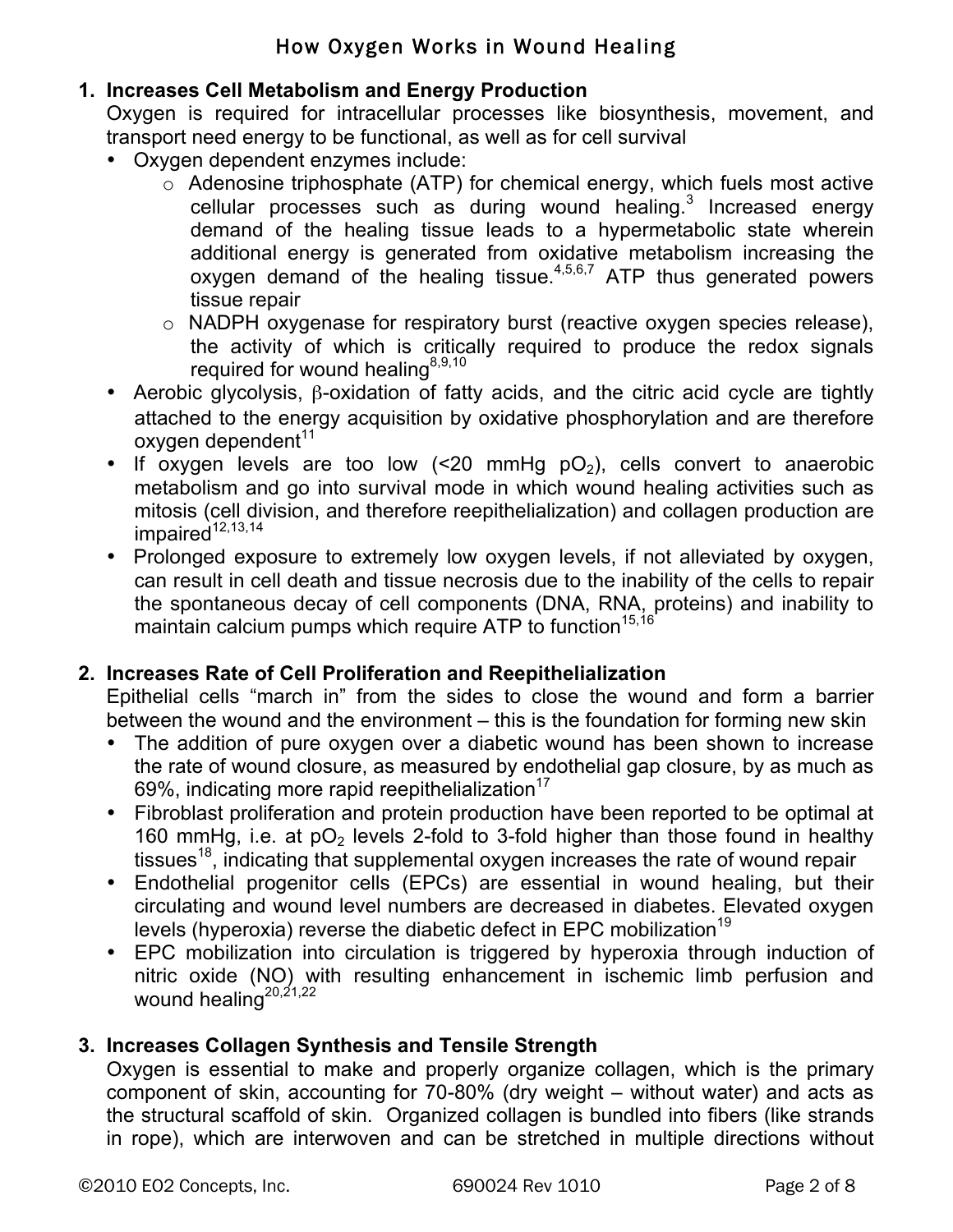# How Oxygen Works in Wound Healing

1. **Increases Cell Metabolism and Energy Production**
   Oxygen is required for intracellular processes like biosynthesis, movement, and transport need energy to be functional, as well as for cell survival
   - Oxygen dependent enzymes include:
     - Adenosine triphosphate (ATP) for chemical energy, which fuels most active cellular processes such as during wound healing.[3] Increased energy demand of the healing tissue leads to a hypermetabolic state wherein additional energy is generated from oxidative metabolism increasing the oxygen demand of the healing tissue.[4,5,6,7] ATP thus generated powers tissue repair
     - NADPH oxygenase for respiratory burst (reactive oxygen species release), the activity of which is critically required to produce the redox signals required for wound healing[8,9,10]
   - Aerobic glycolysis, $\beta$-oxidation of fatty acids, and the citric acid cycle are tightly attached to the energy acquisition by oxidative phosphorylation and are therefore oxygen dependent[11]
   - If oxygen levels are too low (<20 mmHg $pO_2$), cells convert to anaerobic metabolism and go into survival mode in which wound healing activities such as mitosis (cell division, and therefore reepithelialization) and collagen production are impaired[12,13,14]
   - Prolonged exposure to extremely low oxygen levels, if not alleviated by oxygen, can result in cell death and tissue necrosis due to the inability of the cells to repair the spontaneous decay of cell components (DNA, RNA, proteins) and inability to maintain calcium pumps which require ATP to function[15,16]

2. **Increases Rate of Cell Proliferation and Reepithelialization**
   Epithelial cells "march in" from the sides to close the wound and form a barrier between the wound and the environment – this is the foundation for forming new skin
   - The addition of pure oxygen over a diabetic wound has been shown to increase the rate of wound closure, as measured by endothelial gap closure, by as much as 69%, indicating more rapid reepithelialization[17]
   - Fibroblast proliferation and protein production have been reported to be optimal at 160 mmHg, i.e. at $pO_2$ levels 2-fold to 3-fold higher than those found in healthy tissues[18], indicating that supplemental oxygen increases the rate of wound repair
   - Endothelial progenitor cells (EPCs) are essential in wound healing, but their circulating and wound level numbers are decreased in diabetes. Elevated oxygen levels (hyperoxia) reverse the diabetic defect in EPC mobilization[19]
   - EPC mobilization into circulation is triggered by hyperoxia through induction of nitric oxide (NO) with resulting enhancement in ischemic limb perfusion and wound healing[20,21,22]

3. **Increases Collagen Synthesis and Tensile Strength**
   Oxygen is essential to make and properly organize collagen, which is the primary component of skin, accounting for 70-80% (dry weight – without water) and acts as the structural scaffold of skin. Organized collagen is bundled into fibers (like strands in rope), which are interwoven and can be stretched in multiple directions without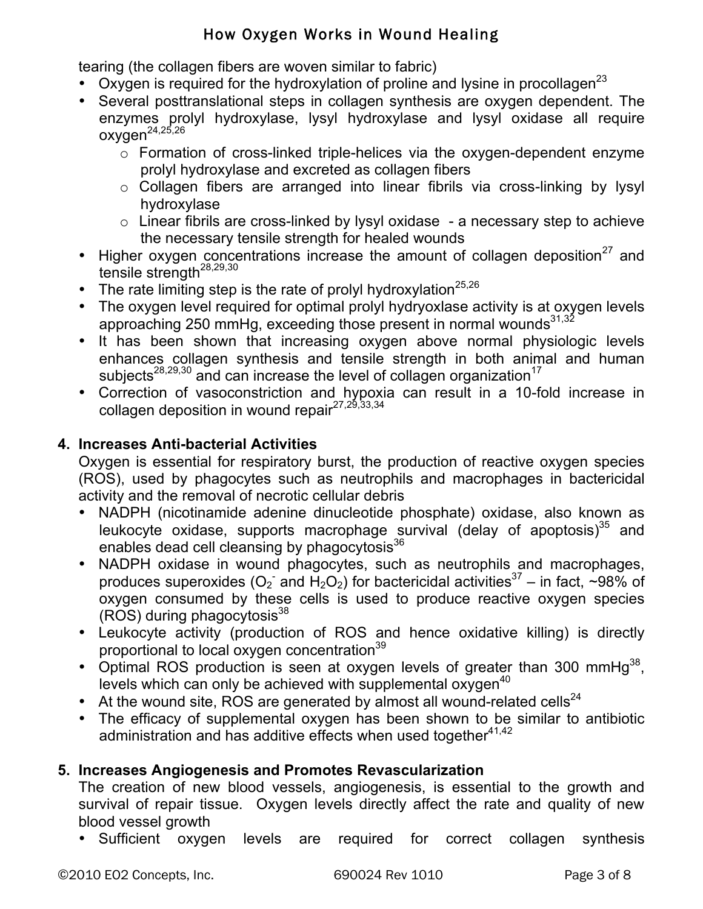tearing (the collagen fibers are woven similar to fabric)

- Oxygen is required for the hydroxylation of proline and lysine in procollagen[23]
- Several posttranslational steps in collagen synthesis are oxygen dependent. The enzymes prolyl hydroxylase, lysyl hydroxylase and lysyl oxidase all require oxygen[24,25,26]
    - Formation of cross-linked triple-helices via the oxygen-dependent enzyme prolyl hydroxylase and excreted as collagen fibers
    - Collagen fibers are arranged into linear fibrils via cross-linking by lysyl hydroxylase
    - Linear fibrils are cross-linked by lysyl oxidase - a necessary step to achieve the necessary tensile strength for healed wounds
- Higher oxygen concentrations increase the amount of collagen deposition[27] and tensile strength[28,29,30]
- The rate limiting step is the rate of prolyl hydroxylation[25,26]
- The oxygen level required for optimal prolyl hydryoxlase activity is at oxygen levels approaching 250 mmHg, exceeding those present in normal wounds[31,32]
- It has been shown that increasing oxygen above normal physiologic levels enhances collagen synthesis and tensile strength in both animal and human subjects[28,29,30] and can increase the level of collagen organization[17]
- Correction of vasoconstriction and hypoxia can result in a 10-fold increase in collagen deposition in wound repair[27,29,33,34]

## 4. Increases Anti-bacterial Activities

Oxygen is essential for respiratory burst, the production of reactive oxygen species (ROS), used by phagocytes such as neutrophils and macrophages in bactericidal activity and the removal of necrotic cellular debris

- NADPH (nicotinamide adenine dinucleotide phosphate) oxidase, also known as leukocyte oxidase, supports macrophage survival (delay of apoptosis)[35] and enables dead cell cleansing by phagocytosis[36]
- NADPH oxidase in wound phagocytes, such as neutrophils and macrophages, produces superoxides ($O_2^-$ and $H_2O_2$) for bactericidal activities[37] – in fact, ~98% of oxygen consumed by these cells is used to produce reactive oxygen species (ROS) during phagocytosis[38]
- Leukocyte activity (production of ROS and hence oxidative killing) is directly proportional to local oxygen concentration[39]
- Optimal ROS production is seen at oxygen levels of greater than 300 mmHg[38], levels which can only be achieved with supplemental oxygen[40]
- At the wound site, ROS are generated by almost all wound-related cells[24]
- The efficacy of supplemental oxygen has been shown to be similar to antibiotic administration and has additive effects when used together[41,42]

## 5. Increases Angiogenesis and Promotes Revascularization

The creation of new blood vessels, angiogenesis, is essential to the growth and survival of repair tissue. Oxygen levels directly affect the rate and quality of new blood vessel growth

- Sufficient oxygen levels are required for correct collagen synthesis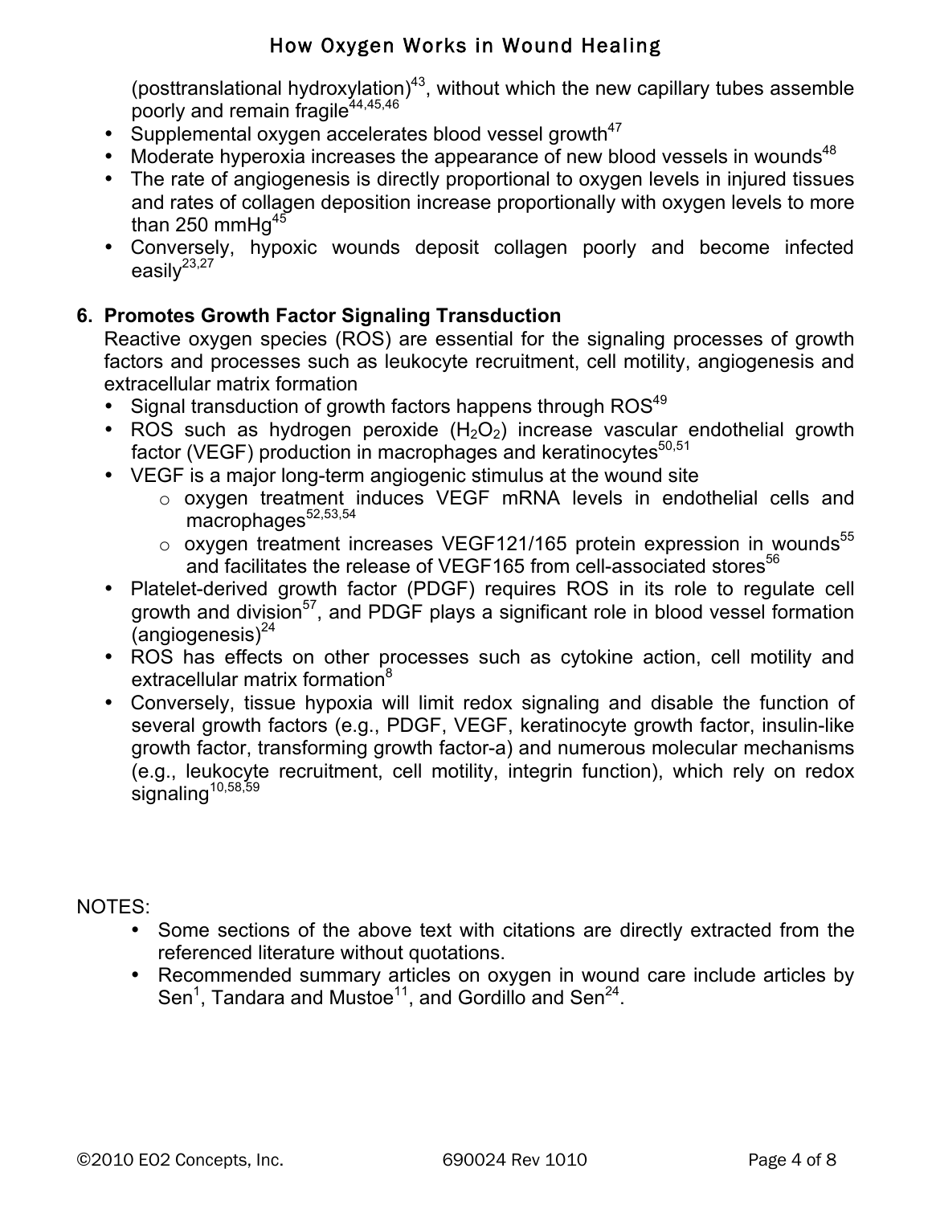(posttranslational hydroxylation)[43], without which the new capillary tubes assemble poorly and remain fragile[44,45,46]

- Supplemental oxygen accelerates blood vessel growth[47]
- Moderate hyperoxia increases the appearance of new blood vessels in wounds[48]
- The rate of angiogenesis is directly proportional to oxygen levels in injured tissues and rates of collagen deposition increase proportionally with oxygen levels to more than 250 mmHg[45]
- Conversely, hypoxic wounds deposit collagen poorly and become infected easily[23,27]

## 6. Promotes Growth Factor Signaling Transduction

Reactive oxygen species (ROS) are essential for the signaling processes of growth factors and processes such as leukocyte recruitment, cell motility, angiogenesis and extracellular matrix formation

- Signal transduction of growth factors happens through ROS[49]
- ROS such as hydrogen peroxide ($H_2O_2$) increase vascular endothelial growth factor (VEGF) production in macrophages and keratinocytes[50,51]
- VEGF is a major long-term angiogenic stimulus at the wound site
  - oxygen treatment induces VEGF mRNA levels in endothelial cells and macrophages[52,53,54]
  - oxygen treatment increases VEGF121/165 protein expression in wounds[55] and facilitates the release of VEGF165 from cell-associated stores[56]
- Platelet-derived growth factor (PDGF) requires ROS in its role to regulate cell growth and division[57], and PDGF plays a significant role in blood vessel formation (angiogenesis)[24]
- ROS has effects on other processes such as cytokine action, cell motility and extracellular matrix formation[8]
- Conversely, tissue hypoxia will limit redox signaling and disable the function of several growth factors (e.g., PDGF, VEGF, keratinocyte growth factor, insulin-like growth factor, transforming growth factor-a) and numerous molecular mechanisms (e.g., leukocyte recruitment, cell motility, integrin function), which rely on redox signaling[10,58,59]

NOTES:

- Some sections of the above text with citations are directly extracted from the referenced literature without quotations.
- Recommended summary articles on oxygen in wound care include articles by Sen[1], Tandara and Mustoe[11], and Gordillo and Sen[24].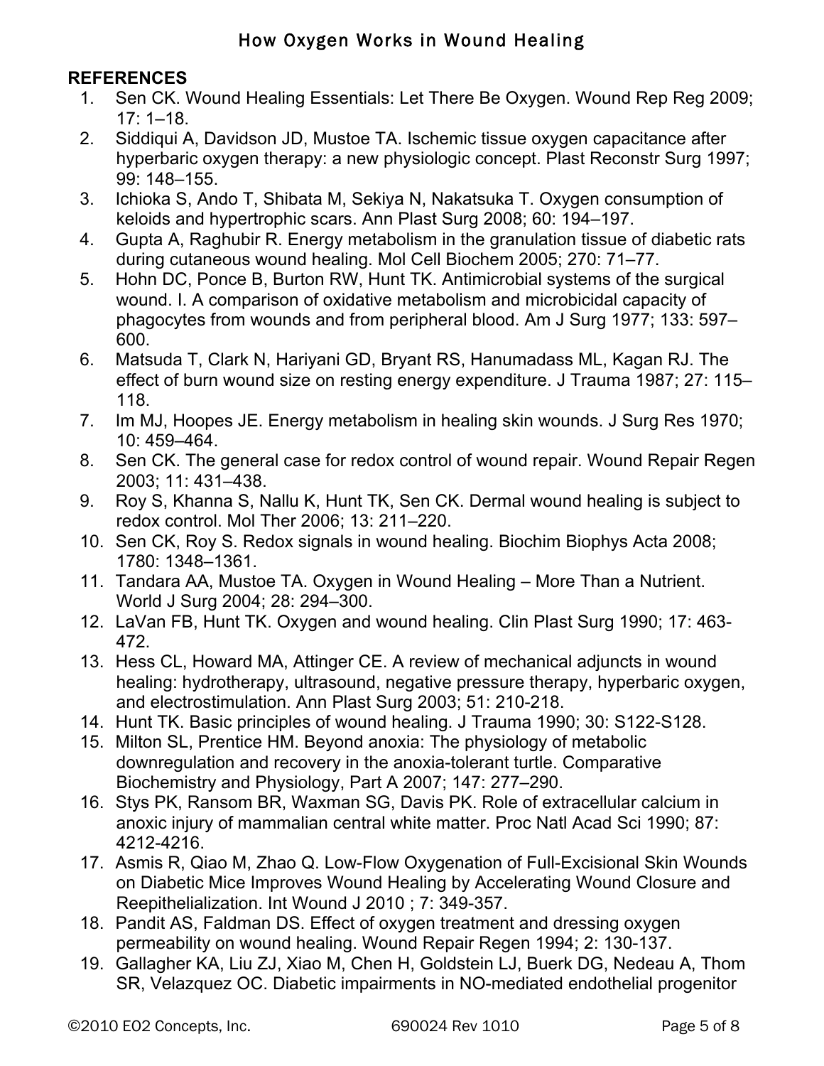## REFERENCES

1. Sen CK. Wound Healing Essentials: Let There Be Oxygen. Wound Rep Reg 2009; 17: 1–18.
2. Siddiqui A, Davidson JD, Mustoe TA. Ischemic tissue oxygen capacitance after hyperbaric oxygen therapy: a new physiologic concept. Plast Reconstr Surg 1997; 99: 148–155.
3. Ichioka S, Ando T, Shibata M, Sekiya N, Nakatsuka T. Oxygen consumption of keloids and hypertrophic scars. Ann Plast Surg 2008; 60: 194–197.
4. Gupta A, Raghubir R. Energy metabolism in the granulation tissue of diabetic rats during cutaneous wound healing. Mol Cell Biochem 2005; 270: 71–77.
5. Hohn DC, Ponce B, Burton RW, Hunt TK. Antimicrobial systems of the surgical wound. I. A comparison of oxidative metabolism and microbicidal capacity of phagocytes from wounds and from peripheral blood. Am J Surg 1977; 133: 597–600.
6. Matsuda T, Clark N, Hariyani GD, Bryant RS, Hanumadass ML, Kagan RJ. The effect of burn wound size on resting energy expenditure. J Trauma 1987; 27: 115–118.
7. Im MJ, Hoopes JE. Energy metabolism in healing skin wounds. J Surg Res 1970; 10: 459–464.
8. Sen CK. The general case for redox control of wound repair. Wound Repair Regen 2003; 11: 431–438.
9. Roy S, Khanna S, Nallu K, Hunt TK, Sen CK. Dermal wound healing is subject to redox control. Mol Ther 2006; 13: 211–220.
10. Sen CK, Roy S. Redox signals in wound healing. Biochim Biophys Acta 2008; 1780: 1348–1361.
11. Tandara AA, Mustoe TA. Oxygen in Wound Healing – More Than a Nutrient. World J Surg 2004; 28: 294–300.
12. LaVan FB, Hunt TK. Oxygen and wound healing. Clin Plast Surg 1990; 17: 463-472.
13. Hess CL, Howard MA, Attinger CE. A review of mechanical adjuncts in wound healing: hydrotherapy, ultrasound, negative pressure therapy, hyperbaric oxygen, and electrostimulation. Ann Plast Surg 2003; 51: 210-218.
14. Hunt TK. Basic principles of wound healing. J Trauma 1990; 30: S122-S128.
15. Milton SL, Prentice HM. Beyond anoxia: The physiology of metabolic downregulation and recovery in the anoxia-tolerant turtle. Comparative Biochemistry and Physiology, Part A 2007; 147: 277–290.
16. Stys PK, Ransom BR, Waxman SG, Davis PK. Role of extracellular calcium in anoxic injury of mammalian central white matter. Proc Natl Acad Sci 1990; 87: 4212-4216.
17. Asmis R, Qiao M, Zhao Q. Low-Flow Oxygenation of Full-Excisional Skin Wounds on Diabetic Mice Improves Wound Healing by Accelerating Wound Closure and Reepithelialization. Int Wound J 2010 ; 7: 349-357.
18. Pandit AS, Faldman DS. Effect of oxygen treatment and dressing oxygen permeability on wound healing. Wound Repair Regen 1994; 2: 130-137.
19. Gallagher KA, Liu ZJ, Xiao M, Chen H, Goldstein LJ, Buerk DG, Nedeau A, Thom SR, Velazquez OC. Diabetic impairments in NO-mediated endothelial progenitor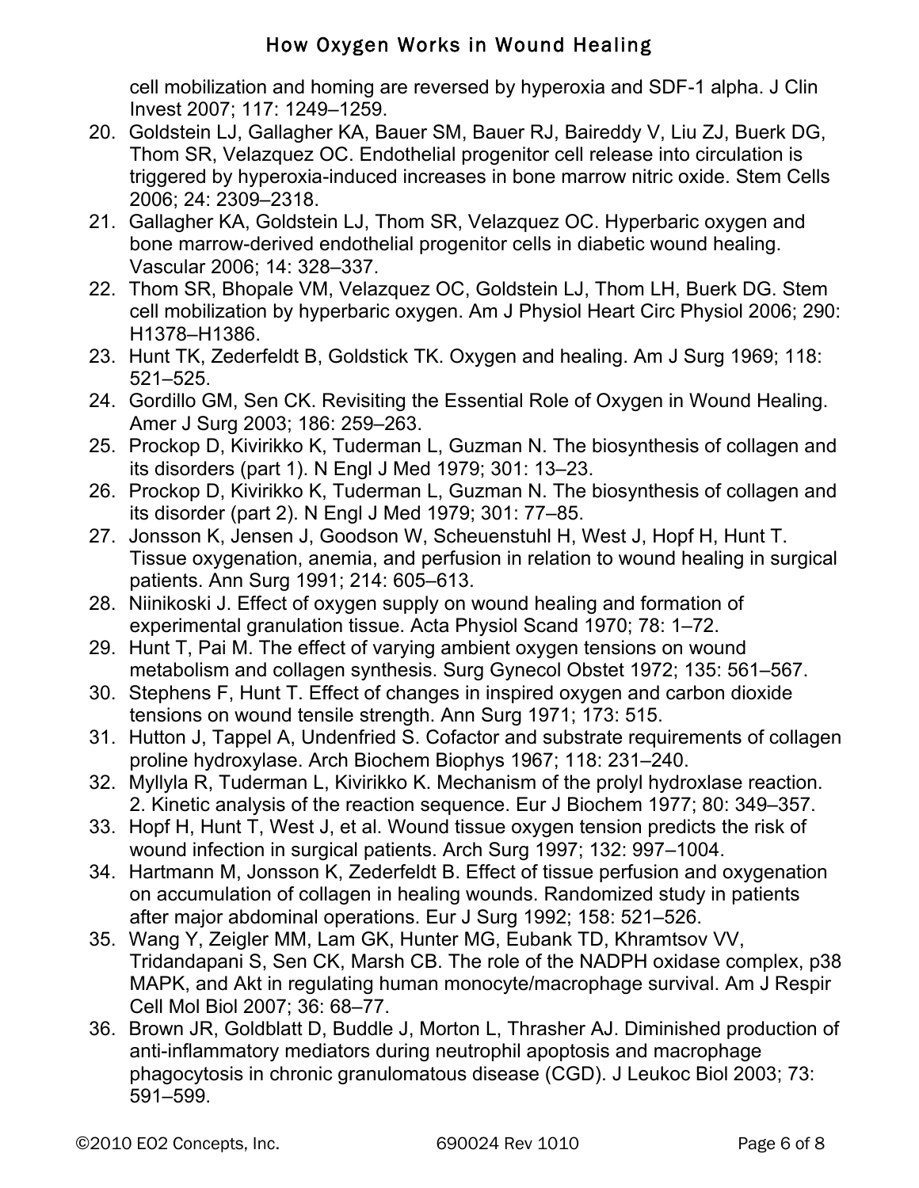cell mobilization and homing are reversed by hyperoxia and SDF-1 alpha. J Clin Invest 2007; 117: 1249–1259.

20. Goldstein LJ, Gallagher KA, Bauer SM, Bauer RJ, Baireddy V, Liu ZJ, Buerk DG, Thom SR, Velazquez OC. Endothelial progenitor cell release into circulation is triggered by hyperoxia-induced increases in bone marrow nitric oxide. Stem Cells 2006; 24: 2309–2318.
21. Gallagher KA, Goldstein LJ, Thom SR, Velazquez OC. Hyperbaric oxygen and bone marrow-derived endothelial progenitor cells in diabetic wound healing. Vascular 2006; 14: 328–337.
22. Thom SR, Bhopale VM, Velazquez OC, Goldstein LJ, Thom LH, Buerk DG. Stem cell mobilization by hyperbaric oxygen. Am J Physiol Heart Circ Physiol 2006; 290: H1378–H1386.
23. Hunt TK, Zederfeldt B, Goldstick TK. Oxygen and healing. Am J Surg 1969; 118: 521–525.
24. Gordillo GM, Sen CK. Revisiting the Essential Role of Oxygen in Wound Healing. Amer J Surg 2003; 186: 259–263.
25. Prockop D, Kivirikko K, Tuderman L, Guzman N. The biosynthesis of collagen and its disorders (part 1). N Engl J Med 1979; 301: 13–23.
26. Prockop D, Kivirikko K, Tuderman L, Guzman N. The biosynthesis of collagen and its disorder (part 2). N Engl J Med 1979; 301: 77–85.
27. Jonsson K, Jensen J, Goodson W, Scheuenstuhl H, West J, Hopf H, Hunt T. Tissue oxygenation, anemia, and perfusion in relation to wound healing in surgical patients. Ann Surg 1991; 214: 605–613.
28. Niinikoski J. Effect of oxygen supply on wound healing and formation of experimental granulation tissue. Acta Physiol Scand 1970; 78: 1–72.
29. Hunt T, Pai M. The effect of varying ambient oxygen tensions on wound metabolism and collagen synthesis. Surg Gynecol Obstet 1972; 135: 561–567.
30. Stephens F, Hunt T. Effect of changes in inspired oxygen and carbon dioxide tensions on wound tensile strength. Ann Surg 1971; 173: 515.
31. Hutton J, Tappel A, Undenfried S. Cofactor and substrate requirements of collagen proline hydroxylase. Arch Biochem Biophys 1967; 118: 231–240.
32. Myllyla R, Tuderman L, Kivirikko K. Mechanism of the prolyl hydroxlase reaction. 2. Kinetic analysis of the reaction sequence. Eur J Biochem 1977; 80: 349–357.
33. Hopf H, Hunt T, West J, et al. Wound tissue oxygen tension predicts the risk of wound infection in surgical patients. Arch Surg 1997; 132: 997–1004.
34. Hartmann M, Jonsson K, Zederfeldt B. Effect of tissue perfusion and oxygenation on accumulation of collagen in healing wounds. Randomized study in patients after major abdominal operations. Eur J Surg 1992; 158: 521–526.
35. Wang Y, Zeigler MM, Lam GK, Hunter MG, Eubank TD, Khramtsov VV, Tridandapani S, Sen CK, Marsh CB. The role of the NADPH oxidase complex, p38 MAPK, and Akt in regulating human monocyte/macrophage survival. Am J Respir Cell Mol Biol 2007; 36: 68–77.
36. Brown JR, Goldblatt D, Buddle J, Morton L, Thrasher AJ. Diminished production of anti-inflammatory mediators during neutrophil apoptosis and macrophage phagocytosis in chronic granulomatous disease (CGD). J Leukoc Biol 2003; 73: 591–599.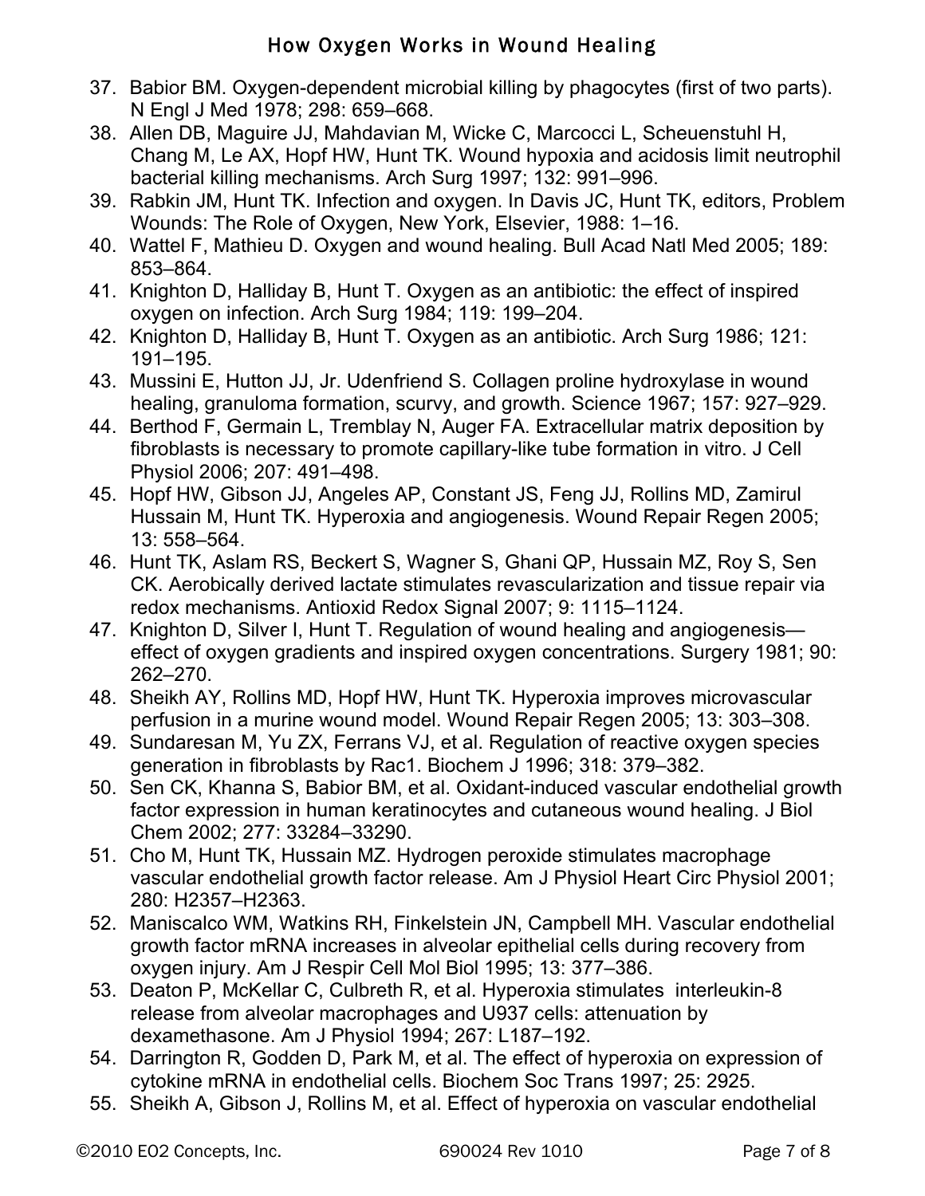37. Babior BM. Oxygen-dependent microbial killing by phagocytes (first of two parts). N Engl J Med 1978; 298: 659–668.
38. Allen DB, Maguire JJ, Mahdavian M, Wicke C, Marcocci L, Scheuenstuhl H, Chang M, Le AX, Hopf HW, Hunt TK. Wound hypoxia and acidosis limit neutrophil bacterial killing mechanisms. Arch Surg 1997; 132: 991–996.
39. Rabkin JM, Hunt TK. Infection and oxygen. In Davis JC, Hunt TK, editors, Problem Wounds: The Role of Oxygen, New York, Elsevier, 1988: 1–16.
40. Wattel F, Mathieu D. Oxygen and wound healing. Bull Acad Natl Med 2005; 189: 853–864.
41. Knighton D, Halliday B, Hunt T. Oxygen as an antibiotic: the effect of inspired oxygen on infection. Arch Surg 1984; 119: 199–204.
42. Knighton D, Halliday B, Hunt T. Oxygen as an antibiotic. Arch Surg 1986; 121: 191–195.
43. Mussini E, Hutton JJ, Jr. Udenfriend S. Collagen proline hydroxylase in wound healing, granuloma formation, scurvy, and growth. Science 1967; 157: 927–929.
44. Berthod F, Germain L, Tremblay N, Auger FA. Extracellular matrix deposition by fibroblasts is necessary to promote capillary-like tube formation in vitro. J Cell Physiol 2006; 207: 491–498.
45. Hopf HW, Gibson JJ, Angeles AP, Constant JS, Feng JJ, Rollins MD, Zamirul Hussain M, Hunt TK. Hyperoxia and angiogenesis. Wound Repair Regen 2005; 13: 558–564.
46. Hunt TK, Aslam RS, Beckert S, Wagner S, Ghani QP, Hussain MZ, Roy S, Sen CK. Aerobically derived lactate stimulates revascularization and tissue repair via redox mechanisms. Antioxid Redox Signal 2007; 9: 1115–1124.
47. Knighton D, Silver I, Hunt T. Regulation of wound healing and angiogenesis—effect of oxygen gradients and inspired oxygen concentrations. Surgery 1981; 90: 262–270.
48. Sheikh AY, Rollins MD, Hopf HW, Hunt TK. Hyperoxia improves microvascular perfusion in a murine wound model. Wound Repair Regen 2005; 13: 303–308.
49. Sundaresan M, Yu ZX, Ferrans VJ, et al. Regulation of reactive oxygen species generation in fibroblasts by Rac1. Biochem J 1996; 318: 379–382.
50. Sen CK, Khanna S, Babior BM, et al. Oxidant-induced vascular endothelial growth factor expression in human keratinocytes and cutaneous wound healing. J Biol Chem 2002; 277: 33284–33290.
51. Cho M, Hunt TK, Hussain MZ. Hydrogen peroxide stimulates macrophage vascular endothelial growth factor release. Am J Physiol Heart Circ Physiol 2001; 280: H2357–H2363.
52. Maniscalco WM, Watkins RH, Finkelstein JN, Campbell MH. Vascular endothelial growth factor mRNA increases in alveolar epithelial cells during recovery from oxygen injury. Am J Respir Cell Mol Biol 1995; 13: 377–386.
53. Deaton P, McKellar C, Culbreth R, et al. Hyperoxia stimulates interleukin-8 release from alveolar macrophages and U937 cells: attenuation by dexamethasone. Am J Physiol 1994; 267: L187–192.
54. Darrington R, Godden D, Park M, et al. The effect of hyperoxia on expression of cytokine mRNA in endothelial cells. Biochem Soc Trans 1997; 25: 2925.
55. Sheikh A, Gibson J, Rollins M, et al. Effect of hyperoxia on vascular endothelial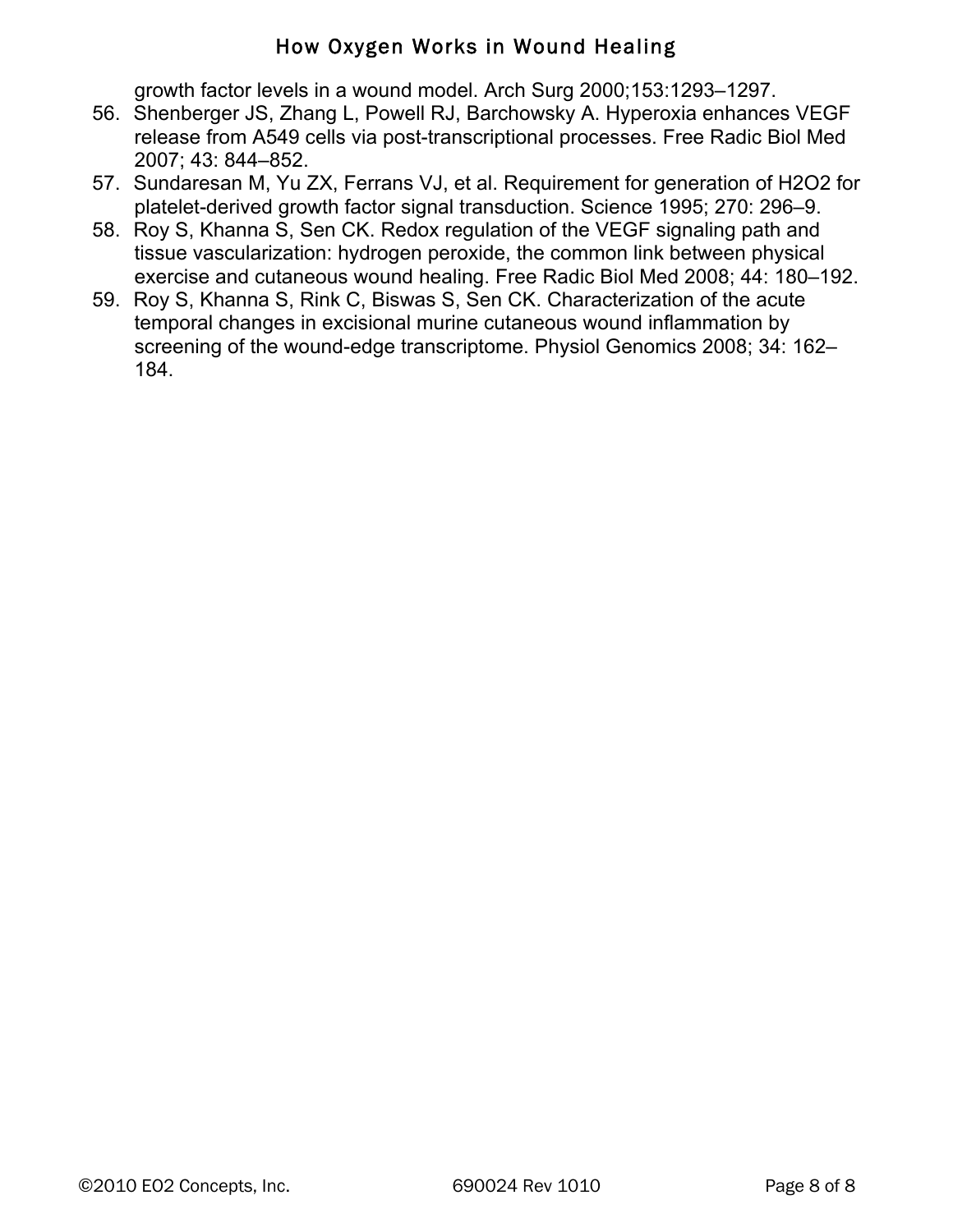growth factor levels in a wound model. Arch Surg 2000;153:1293–1297.

56. Shenberger JS, Zhang L, Powell RJ, Barchowsky A. Hyperoxia enhances VEGF release from A549 cells via post-transcriptional processes. Free Radic Biol Med 2007; 43: 844–852.
57. Sundaresan M, Yu ZX, Ferrans VJ, et al. Requirement for generation of H2O2 for platelet-derived growth factor signal transduction. Science 1995; 270: 296–9.
58. Roy S, Khanna S, Sen CK. Redox regulation of the VEGF signaling path and tissue vascularization: hydrogen peroxide, the common link between physical exercise and cutaneous wound healing. Free Radic Biol Med 2008; 44: 180–192.
59. Roy S, Khanna S, Rink C, Biswas S, Sen CK. Characterization of the acute temporal changes in excisional murine cutaneous wound inflammation by screening of the wound-edge transcriptome. Physiol Genomics 2008; 34: 162–184.